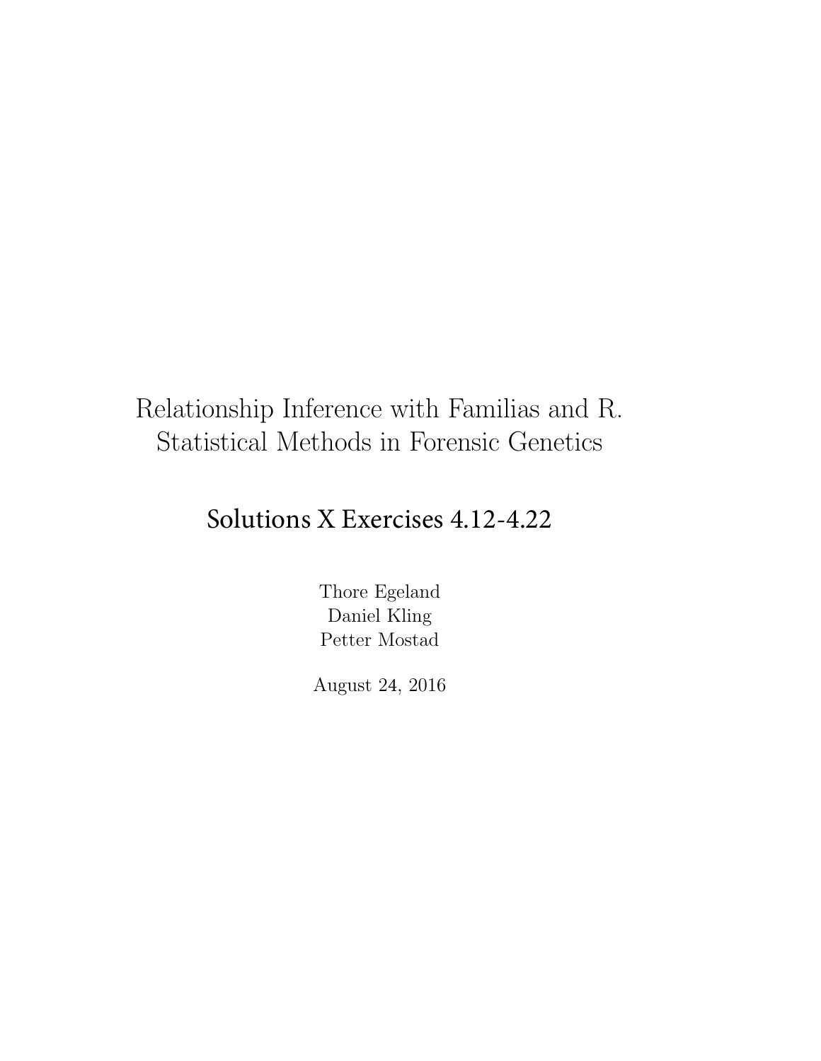# Relationship Inference with Familias and R. Statistical Methods in Forensic Genetics

## Solutions X Exercises 4.12-4.22

Thore Egeland
Daniel Kling
Petter Mostad

August 24, 2016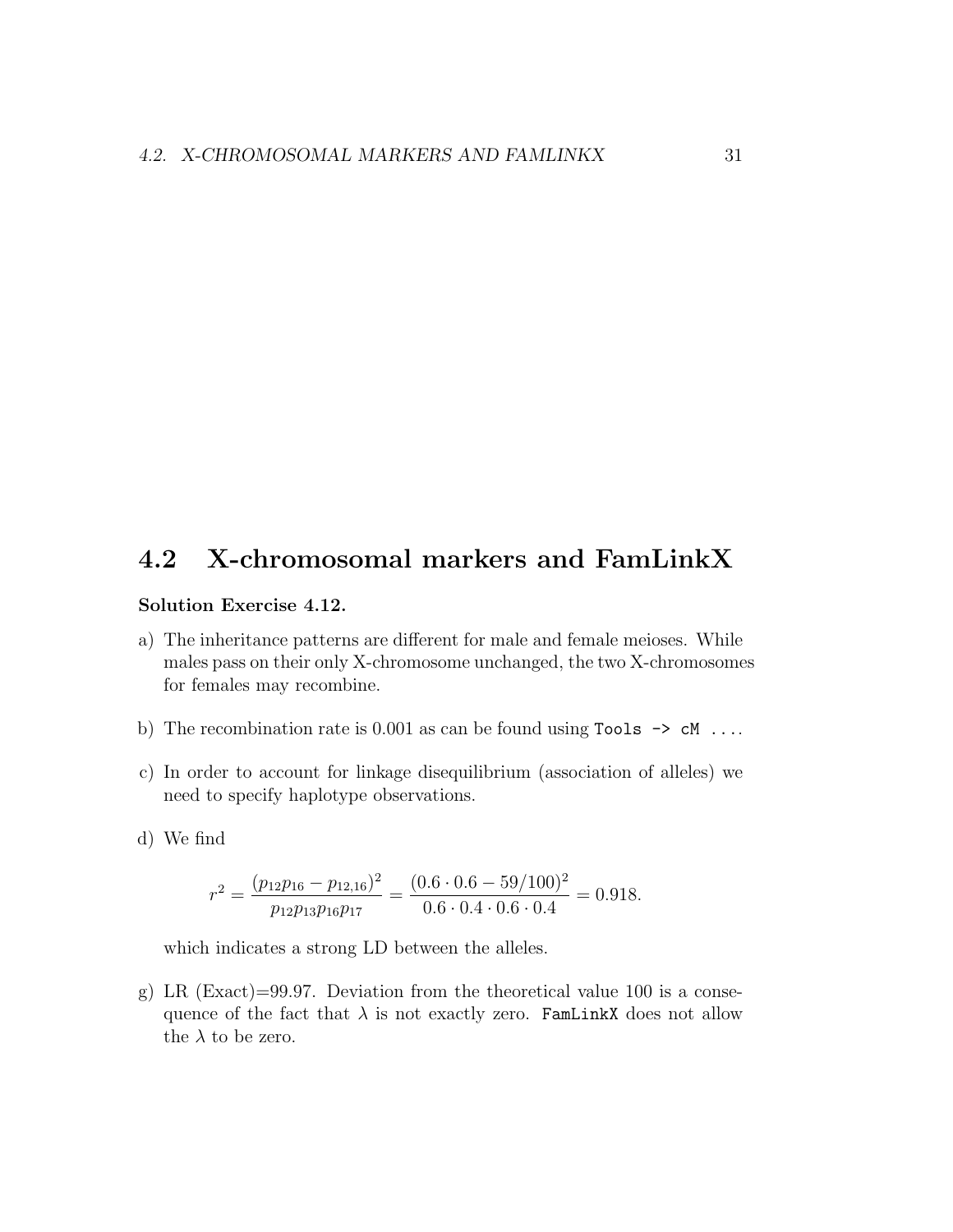## 4.2 X-chromosomal markers and FamLinkX

**Solution Exercise 4.12.**

a) The inheritance patterns are different for male and female meioses. While males pass on their only X-chromosome unchanged, the two X-chromosomes for females may recombine.

b) The recombination rate is 0.001 as can be found using `Tools -> cM ...`.

c) In order to account for linkage disequilibrium (association of alleles) we need to specify haplotype observations.

d) We find

$$r^2 = \frac{(p_{12}p_{16} - p_{12,16})^2}{p_{12}p_{13}p_{16}p_{17}} = \frac{(0.6 \cdot 0.6 - 59/100)^2}{0.6 \cdot 0.4 \cdot 0.6 \cdot 0.4} = 0.918.$$

which indicates a strong LD between the alleles.

g) LR (Exact)=99.97. Deviation from the theoretical value 100 is a consequence of the fact that $\lambda$ is not exactly zero. `FamLinkX` does not allow the $\lambda$ to be zero.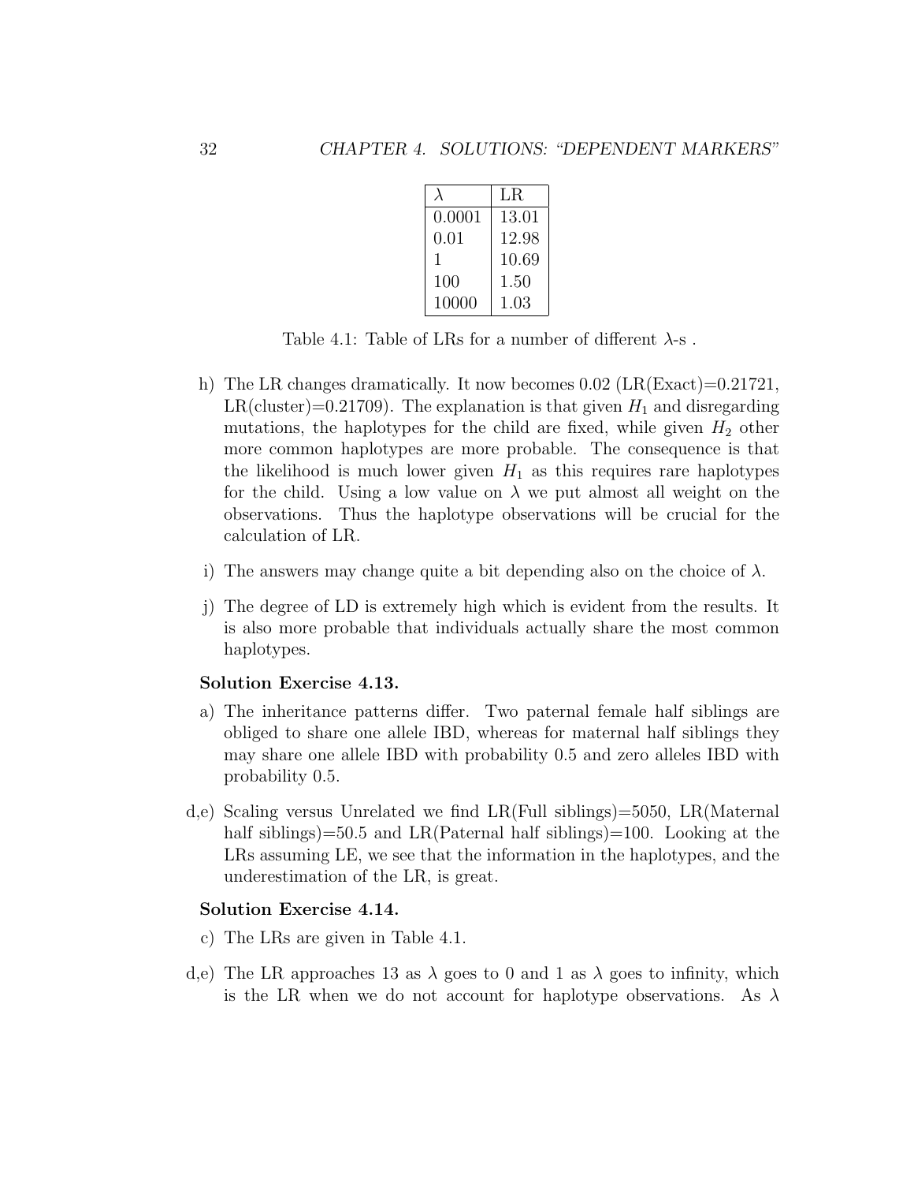| $\lambda$ | LR |
|---|---|
| 0.0001 | 13.01 |
| 0.01 | 12.98 |
| 1 | 10.69 |
| 100 | 1.50 |
| 10000 | 1.03 |

Table 4.1: Table of LRs for a number of different $\lambda$-s .

h) The LR changes dramatically. It now becomes 0.02 (LR(Exact)=0.21721, LR(cluster)=0.21709). The explanation is that given $H_1$ and disregarding mutations, the haplotypes for the child are fixed, while given $H_2$ other more common haplotypes are more probable. The consequence is that the likelihood is much lower given $H_1$ as this requires rare haplotypes for the child. Using a low value on $\lambda$ we put almost all weight on the observations. Thus the haplotype observations will be crucial for the calculation of LR.

i) The answers may change quite a bit depending also on the choice of $\lambda$.

j) The degree of LD is extremely high which is evident from the results. It is also more probable that individuals actually share the most common haplotypes.

**Solution Exercise 4.13.**

a) The inheritance patterns differ. Two paternal female half siblings are obliged to share one allele IBD, whereas for maternal half siblings they may share one allele IBD with probability 0.5 and zero alleles IBD with probability 0.5.

d,e) Scaling versus Unrelated we find LR(Full siblings)=5050, LR(Maternal half siblings)=50.5 and LR(Paternal half siblings)=100. Looking at the LRs assuming LE, we see that the information in the haplotypes, and the underestimation of the LR, is great.

**Solution Exercise 4.14.**

c) The LRs are given in Table 4.1.

d,e) The LR approaches 13 as $\lambda$ goes to 0 and 1 as $\lambda$ goes to infinity, which is the LR when we do not account for haplotype observations. As $\lambda$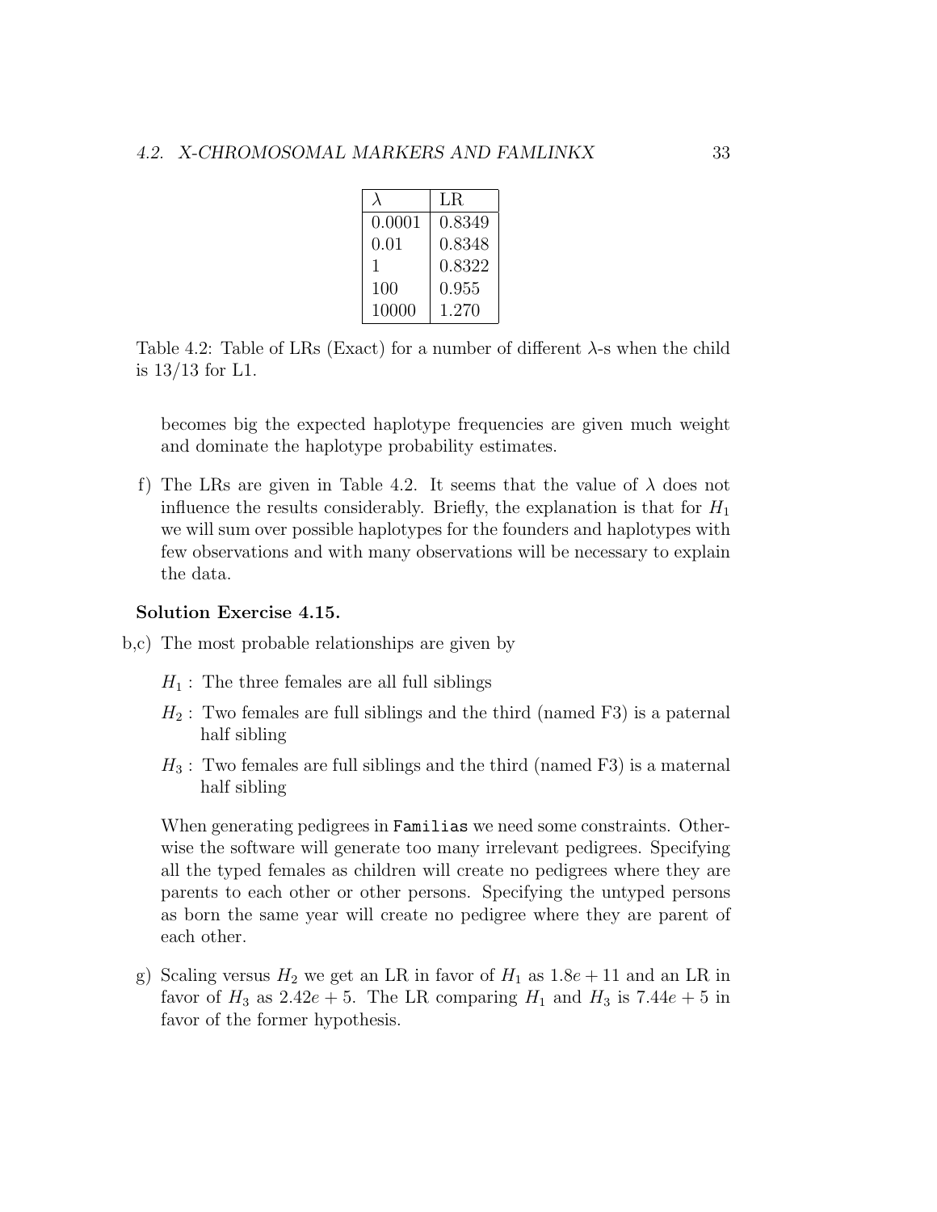| $\lambda$ | LR |
|---|---|
| 0.0001 | 0.8349 |
| 0.01 | 0.8348 |
| 1 | 0.8322 |
| 100 | 0.955 |
| 10000 | 1.270 |

Table 4.2: Table of LRs (Exact) for a number of different $\lambda$-s when the child is 13/13 for L1.

becomes big the expected haplotype frequencies are given much weight and dominate the haplotype probability estimates.

f) The LRs are given in Table 4.2. It seems that the value of $\lambda$ does not influence the results considerably. Briefly, the explanation is that for $H_1$ we will sum over possible haplotypes for the founders and haplotypes with few observations and with many observations will be necessary to explain the data.

**Solution Exercise 4.15.**

b,c) The most probable relationships are given by

$H_1$ : The three females are all full siblings

$H_2$ : Two females are full siblings and the third (named F3) is a paternal half sibling

$H_3$ : Two females are full siblings and the third (named F3) is a maternal half sibling

When generating pedigrees in `Familias` we need some constraints. Otherwise the software will generate too many irrelevant pedigrees. Specifying all the typed females as children will create no pedigrees where they are parents to each other or other persons. Specifying the untyped persons as born the same year will create no pedigree where they are parent of each other.

g) Scaling versus $H_2$ we get an LR in favor of $H_1$ as $1.8e+11$ and an LR in favor of $H_3$ as $2.42e+5$. The LR comparing $H_1$ and $H_3$ is $7.44e+5$ in favor of the former hypothesis.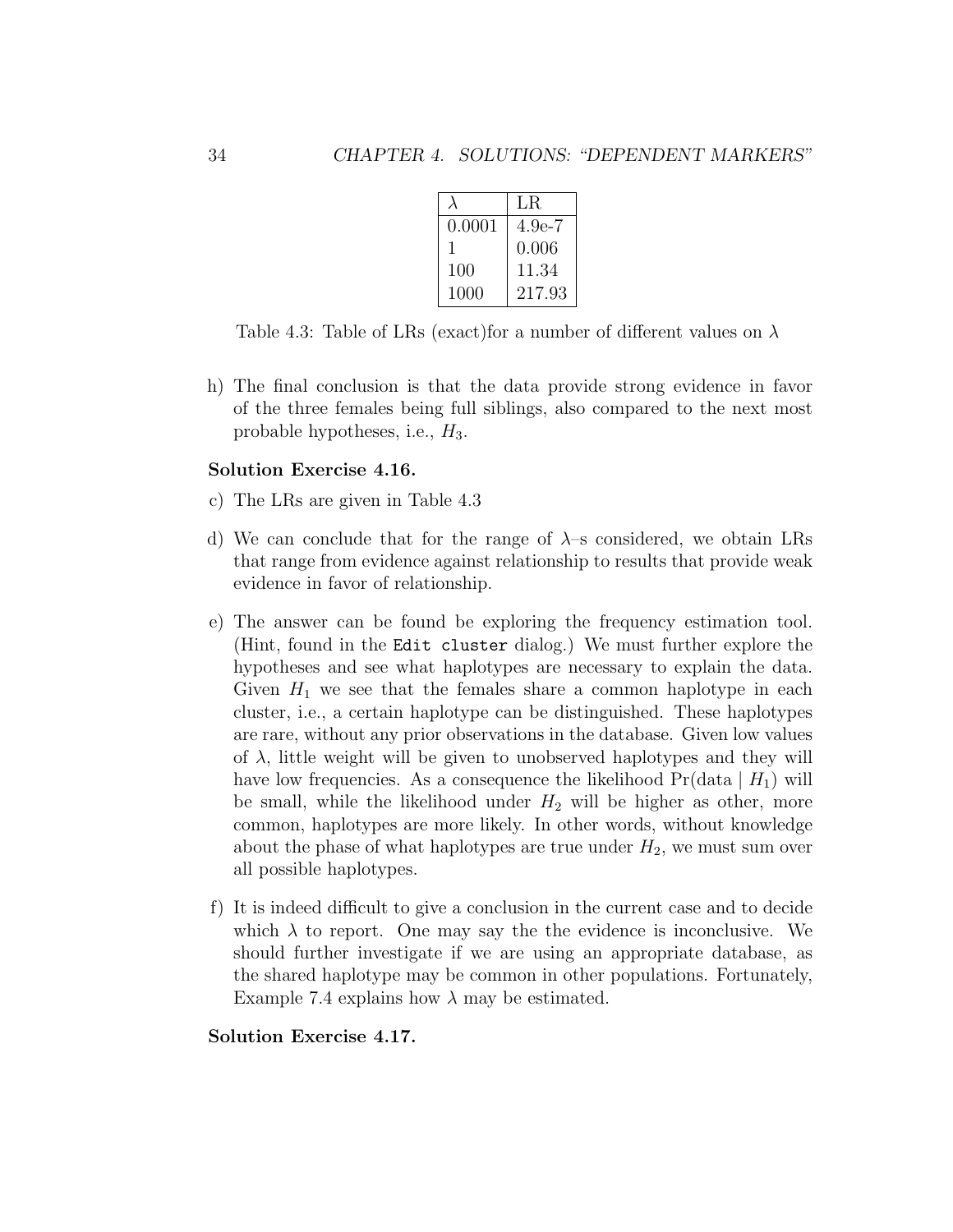| $\lambda$ | LR |
|---|---|
| 0.0001 | 4.9e-7 |
| 1 | 0.006 |
| 100 | 11.34 |
| 1000 | 217.93 |

Table 4.3: Table of LRs (exact)for a number of different values on $\lambda$

h) The final conclusion is that the data provide strong evidence in favor of the three females being full siblings, also compared to the next most probable hypotheses, i.e., $H_3$.

**Solution Exercise 4.16.**

c) The LRs are given in Table 4.3

d) We can conclude that for the range of $\lambda$–s considered, we obtain LRs that range from evidence against relationship to results that provide weak evidence in favor of relationship.

e) The answer can be found be exploring the frequency estimation tool. (Hint, found in the `Edit cluster` dialog.) We must further explore the hypotheses and see what haplotypes are necessary to explain the data. Given $H_1$ we see that the females share a common haplotype in each cluster, i.e., a certain haplotype can be distinguished. These haplotypes are rare, without any prior observations in the database. Given low values of $\lambda$, little weight will be given to unobserved haplotypes and they will have low frequencies. As a consequence the likelihood $\Pr(\text{data} \mid H_1)$ will be small, while the likelihood under $H_2$ will be higher as other, more common, haplotypes are more likely. In other words, without knowledge about the phase of what haplotypes are true under $H_2$, we must sum over all possible haplotypes.

f) It is indeed difficult to give a conclusion in the current case and to decide which $\lambda$ to report. One may say the the evidence is inconclusive. We should further investigate if we are using an appropriate database, as the shared haplotype may be common in other populations. Fortunately, Example 7.4 explains how $\lambda$ may be estimated.

**Solution Exercise 4.17.**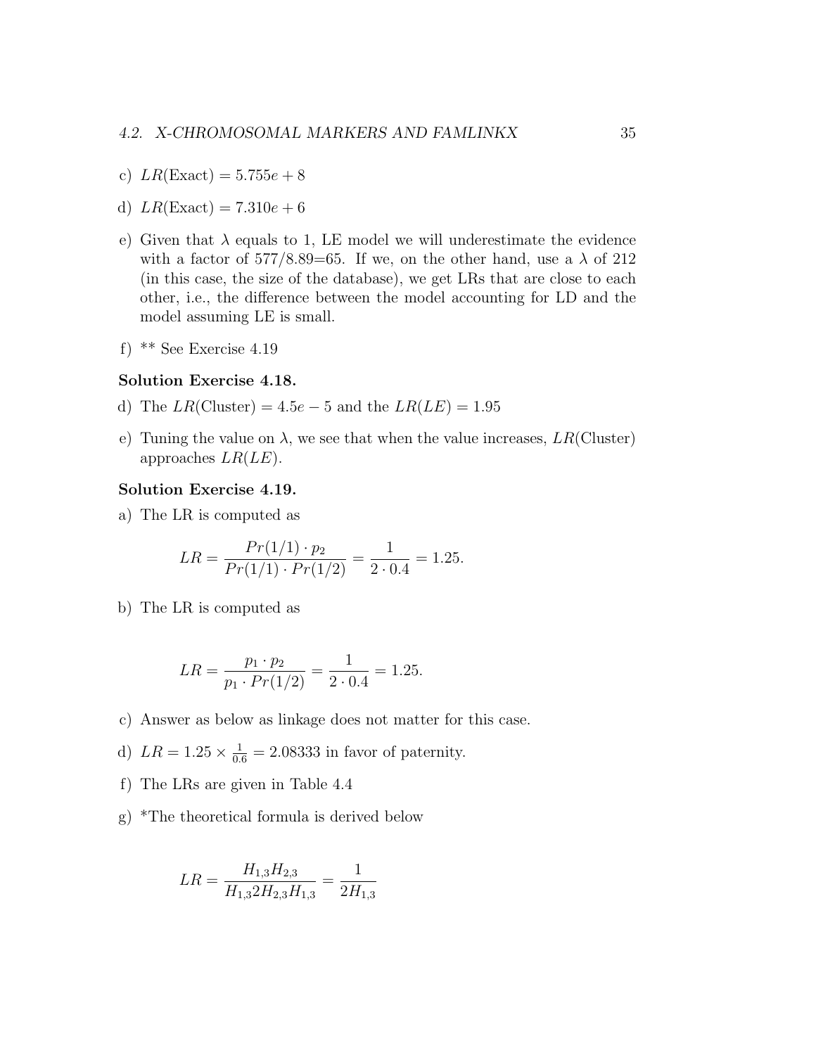c) $LR(\text{Exact}) = 5.755e + 8$

d) $LR(\text{Exact}) = 7.310e + 6$

e) Given that $\lambda$ equals to 1, LE model we will underestimate the evidence with a factor of 577/8.89=65. If we, on the other hand, use a $\lambda$ of 212 (in this case, the size of the database), we get LRs that are close to each other, i.e., the difference between the model accounting for LD and the model assuming LE is small.

f) ** See Exercise 4.19

**Solution Exercise 4.18.**

d) The $LR(\text{Cluster}) = 4.5e - 5$ and the $LR(LE) = 1.95$

e) Tuning the value on $\lambda$, we see that when the value increases, $LR(\text{Cluster})$ approaches $LR(LE)$.

**Solution Exercise 4.19.**

a) The LR is computed as

$$LR = \frac{Pr(1/1) \cdot p_2}{Pr(1/1) \cdot Pr(1/2)} = \frac{1}{2 \cdot 0.4} = 1.25.$$

b) The LR is computed as

$$LR = \frac{p_1 \cdot p_2}{p_1 \cdot Pr(1/2)} = \frac{1}{2 \cdot 0.4} = 1.25.$$

c) Answer as below as linkage does not matter for this case.

d) $LR = 1.25 \times \frac{1}{0.6} = 2.08333$ in favor of paternity.

f) The LRs are given in Table 4.4

g) *The theoretical formula is derived below

$$LR = \frac{H_{1,3}H_{2,3}}{H_{1,3}2H_{2,3}H_{1,3}} = \frac{1}{2H_{1,3}}$$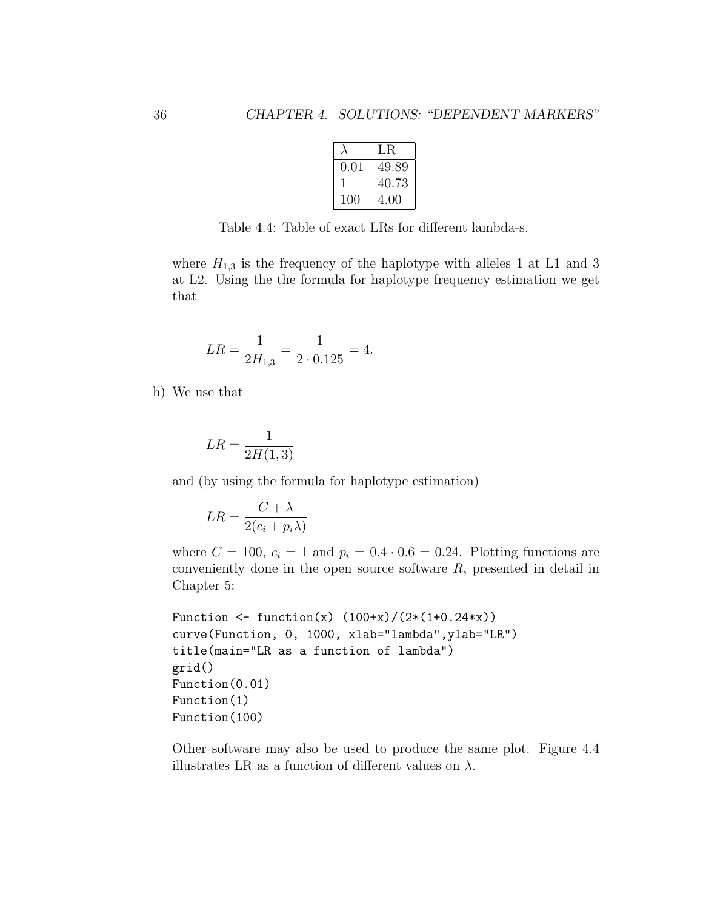| $\lambda$ | LR |
|---|---|
| 0.01 | 49.89 |
| 1 | 40.73 |
| 100 | 4.00 |

Table 4.4: Table of exact LRs for different lambda-s.

where $H_{1,3}$ is the frequency of the haplotype with alleles 1 at L1 and 3 at L2. Using the the formula for haplotype frequency estimation we get that

$$LR = \frac{1}{2H_{1,3}} = \frac{1}{2 \cdot 0.125} = 4.$$

h) We use that

$$LR = \frac{1}{2H(1,3)}$$

and (by using the formula for haplotype estimation)

$$LR = \frac{C + \lambda}{2(c_i + p_i\lambda)}$$

where $C = 100$, $c_i = 1$ and $p_i = 0.4 \cdot 0.6 = 0.24$. Plotting functions are conveniently done in the open source software *R*, presented in detail in Chapter 5:

```
Function <- function(x) (100+x)/(2*(1+0.24*x))
curve(Function, 0, 1000, xlab="lambda",ylab="LR")
title(main="LR as a function of lambda")
grid()
Function(0.01)
Function(1)
Function(100)
```

Other software may also be used to produce the same plot. Figure 4.4 illustrates LR as a function of different values on $\lambda$.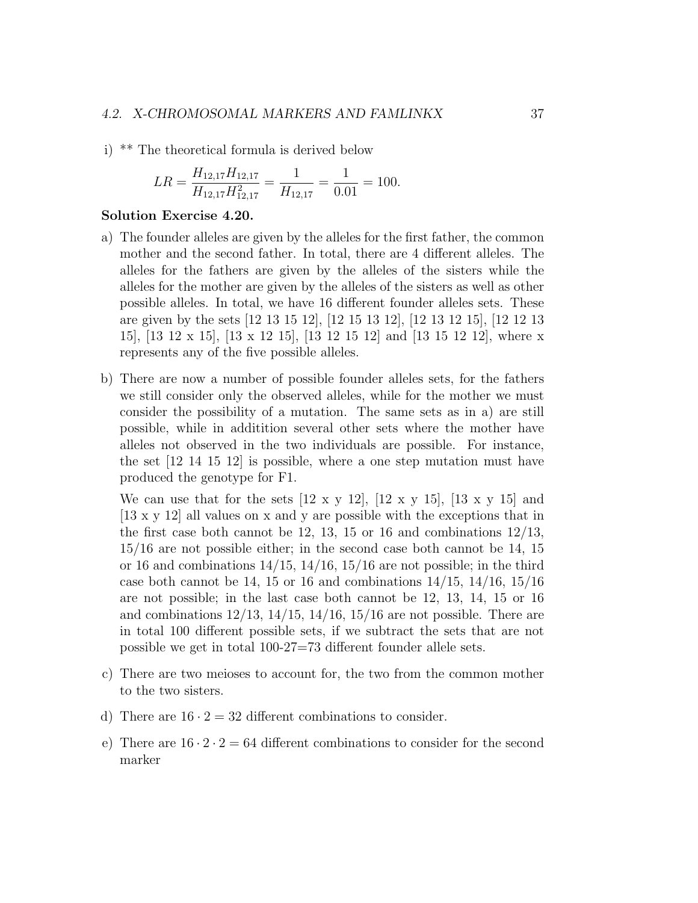i) ** The theoretical formula is derived below

$$LR = \frac{H_{12,17}H_{12,17}}{H_{12,17}H_{12,17}^2} = \frac{1}{H_{12,17}} = \frac{1}{0.01} = 100.$$

**Solution Exercise 4.20.**

a) The founder alleles are given by the alleles for the first father, the common mother and the second father. In total, there are 4 different alleles. The alleles for the fathers are given by the alleles of the sisters while the alleles for the mother are given by the alleles of the sisters as well as other possible alleles. In total, we have 16 different founder alleles sets. These are given by the sets [12 13 15 12], [12 15 13 12], [12 13 12 15], [12 12 13 15], [13 12 x 15], [13 x 12 15], [13 12 15 12] and [13 15 12 12], where x represents any of the five possible alleles.

b) There are now a number of possible founder alleles sets, for the fathers we still consider only the observed alleles, while for the mother we must consider the possibility of a mutation. The same sets as in a) are still possible, while in addititoin several other sets where the mother have alleles not observed in the two individuals are possible. For instance, the set [12 14 15 12] is possible, where a one step mutation must have produced the genotype for F1.

   We can use that for the sets [12 x y 12], [12 x y 15], [13 x y 15] and [13 x y 12] all values on x and y are possible with the exceptions that in the first case both cannot be 12, 13, 15 or 16 and combinations 12/13, 15/16 are not possible either; in the second case both cannot be 14, 15 or 16 and combinations 14/15, 14/16, 15/16 are not possible; in the third case both cannot be 14, 15 or 16 and combinations 14/15, 14/16, 15/16 are not possible; in the last case both cannot be 12, 13, 14, 15 or 16 and combinations 12/13, 14/15, 14/16, 15/16 are not possible. There are in total 100 different possible sets, if we subtract the sets that are not possible we get in total 100-27=73 different founder allele sets.

c) There are two meioses to account for, the two from the common mother to the two sisters.

d) There are $16 \cdot 2 = 32$ different combinations to consider.

e) There are $16 \cdot 2 \cdot 2 = 64$ different combinations to consider for the second marker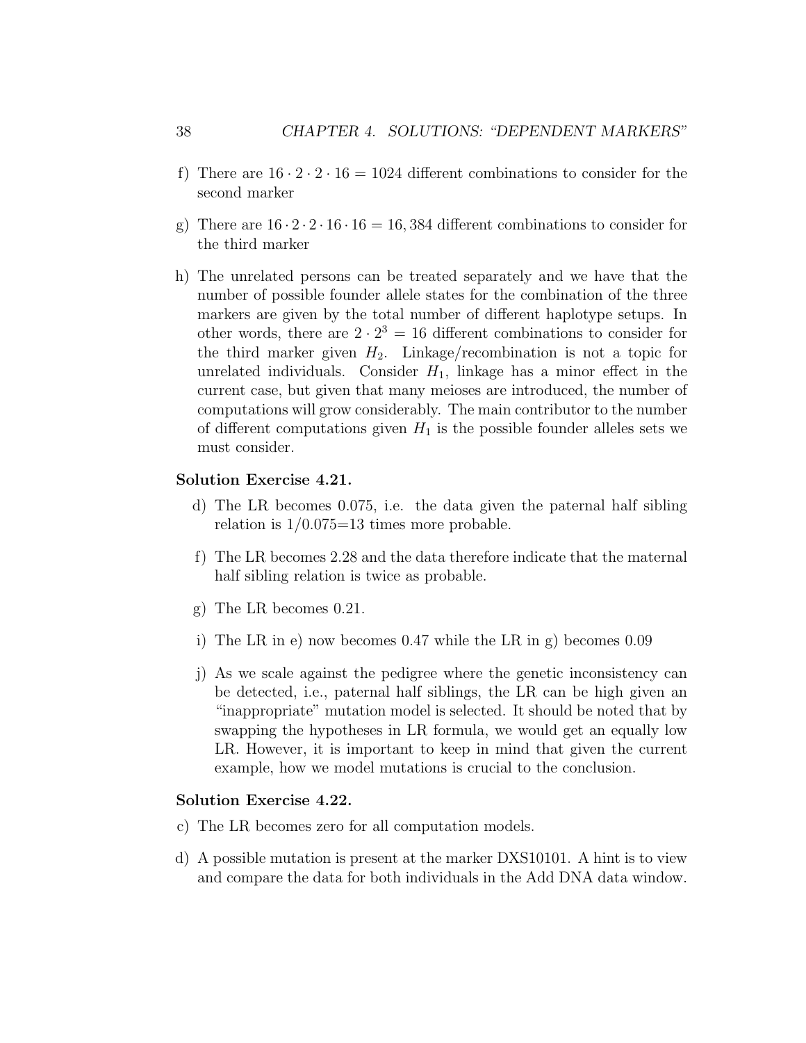f) There are $16 \cdot 2 \cdot 2 \cdot 16 = 1024$ different combinations to consider for the second marker

g) There are $16 \cdot 2 \cdot 2 \cdot 16 \cdot 16 = 16,384$ different combinations to consider for the third marker

h) The unrelated persons can be treated separately and we have that the number of possible founder allele states for the combination of the three markers are given by the total number of different haplotype setups. In other words, there are $2 \cdot 2^3 = 16$ different combinations to consider for the third marker given $H_2$. Linkage/recombination is not a topic for unrelated individuals. Consider $H_1$, linkage has a minor effect in the current case, but given that many meioses are introduced, the number of computations will grow considerably. The main contributor to the number of different computations given $H_1$ is the possible founder alleles sets we must consider.

**Solution Exercise 4.21.**

d) The LR becomes 0.075, i.e. the data given the paternal half sibling relation is 1/0.075=13 times more probable.

f) The LR becomes 2.28 and the data therefore indicate that the maternal half sibling relation is twice as probable.

g) The LR becomes 0.21.

i) The LR in e) now becomes 0.47 while the LR in g) becomes 0.09

j) As we scale against the pedigree where the genetic inconsistency can be detected, i.e., paternal half siblings, the LR can be high given an "inappropriate" mutation model is selected. It should be noted that by swapping the hypotheses in LR formula, we would get an equally low LR. However, it is important to keep in mind that given the current example, how we model mutations is crucial to the conclusion.

**Solution Exercise 4.22.**

c) The LR becomes zero for all computation models.

d) A possible mutation is present at the marker DXS10101. A hint is to view and compare the data for both individuals in the Add DNA data window.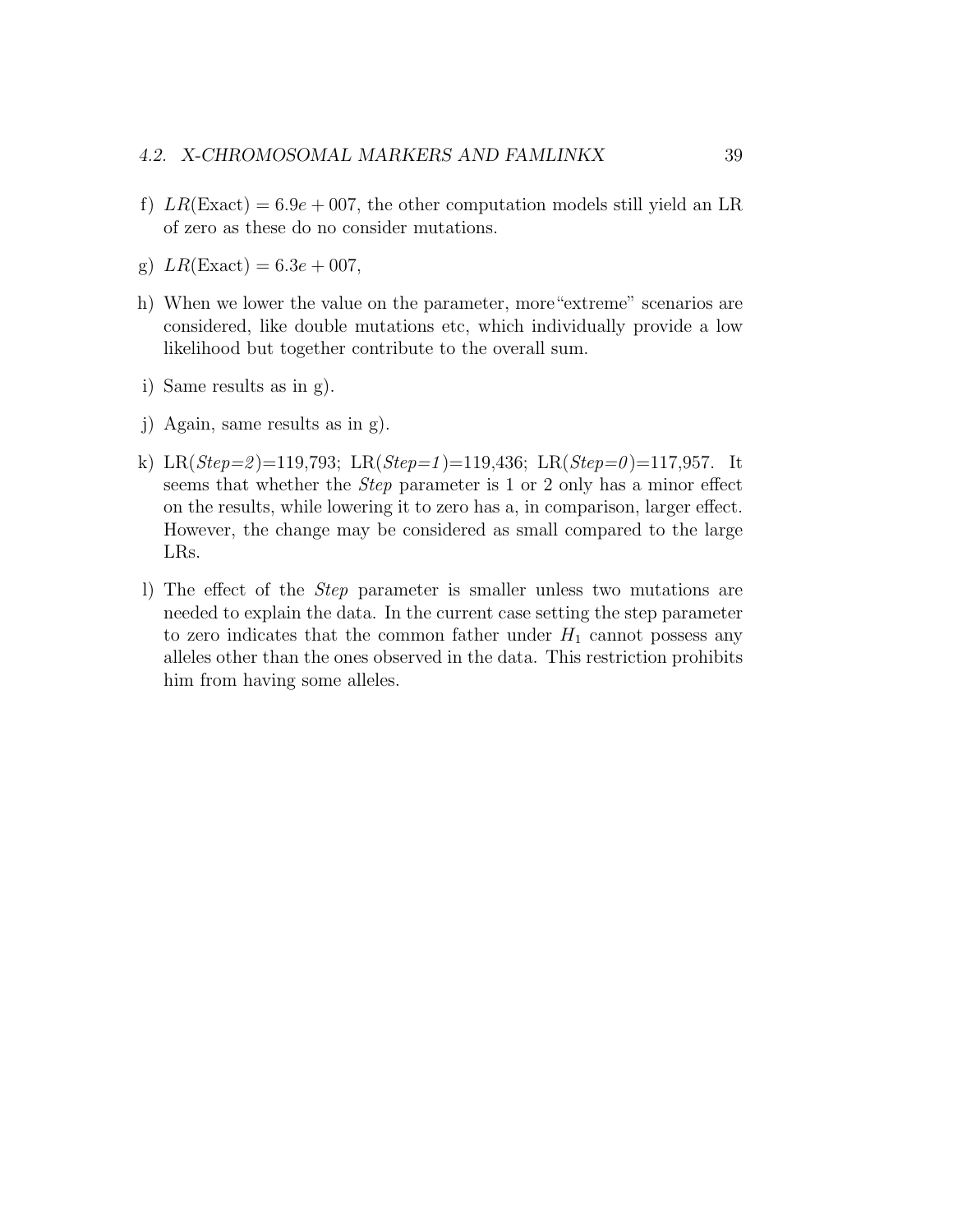f) $LR(\text{Exact}) = 6.9e + 007$, the other computation models still yield an LR of zero as these do no consider mutations.

g) $LR(\text{Exact}) = 6.3e + 007$,

h) When we lower the value on the parameter, more"extreme" scenarios are considered, like double mutations etc, which individually provide a low likelihood but together contribute to the overall sum.

i) Same results as in g).

j) Again, same results as in g).

k) LR(*Step=2*)=119,793; LR(*Step=1*)=119,436; LR(*Step=0*)=117,957. It seems that whether the *Step* parameter is 1 or 2 only has a minor effect on the results, while lowering it to zero has a, in comparison, larger effect. However, the change may be considered as small compared to the large LRs.

l) The effect of the *Step* parameter is smaller unless two mutations are needed to explain the data. In the current case setting the step parameter to zero indicates that the common father under $H_1$ cannot possess any alleles other than the ones observed in the data. This restriction prohibits him from having some alleles.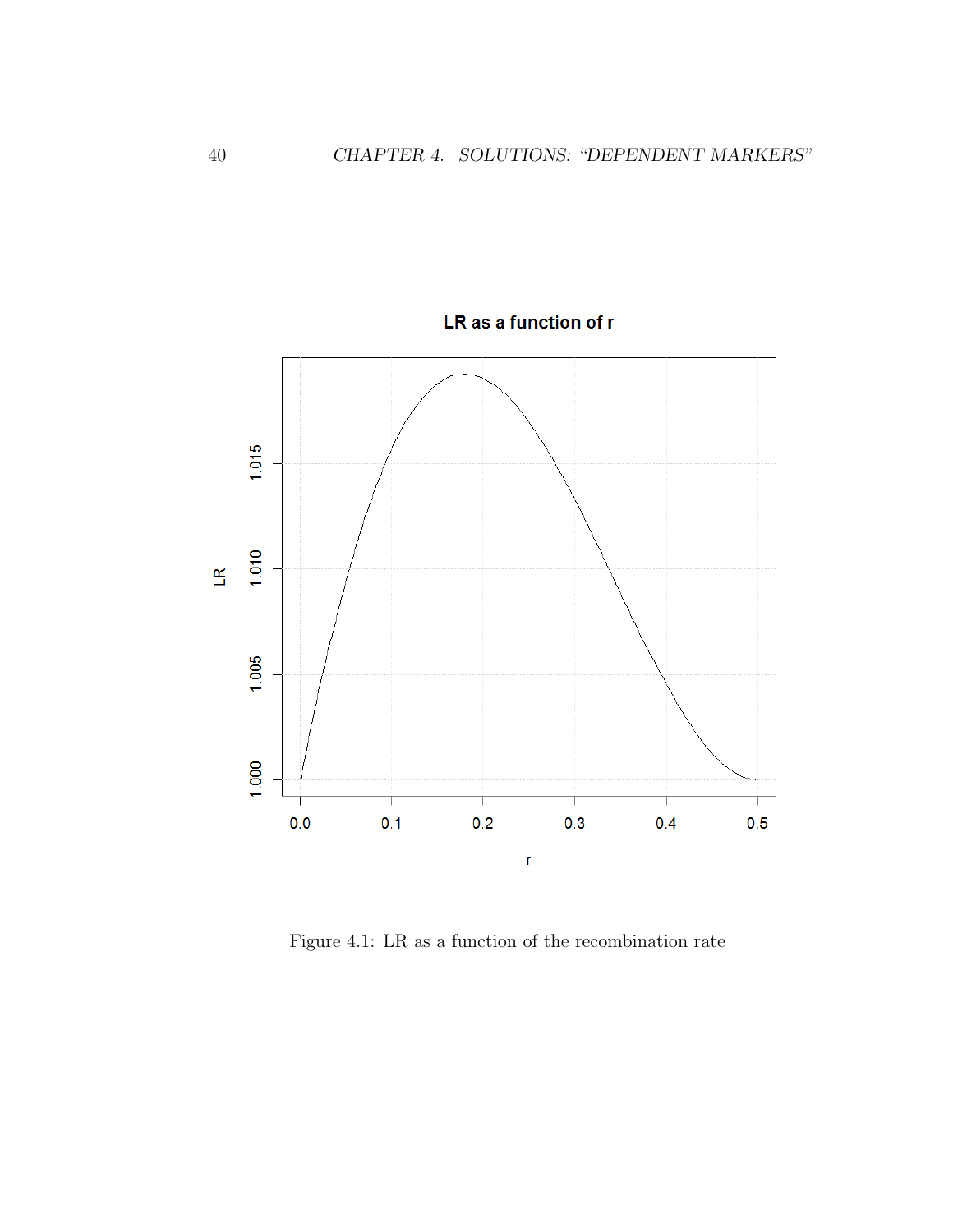Figure 4.1: LR as a function of the recombination rate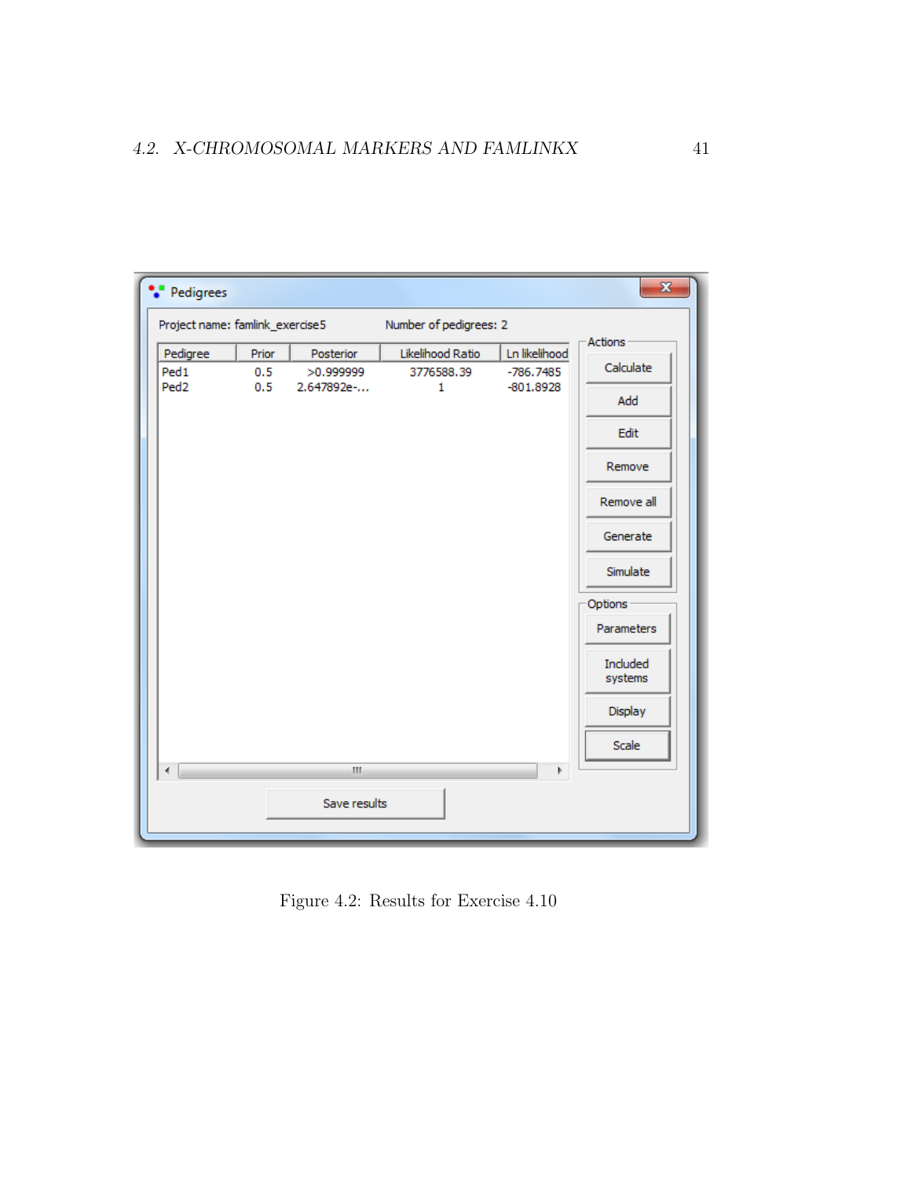Figure 4.2: Results for Exercise 4.10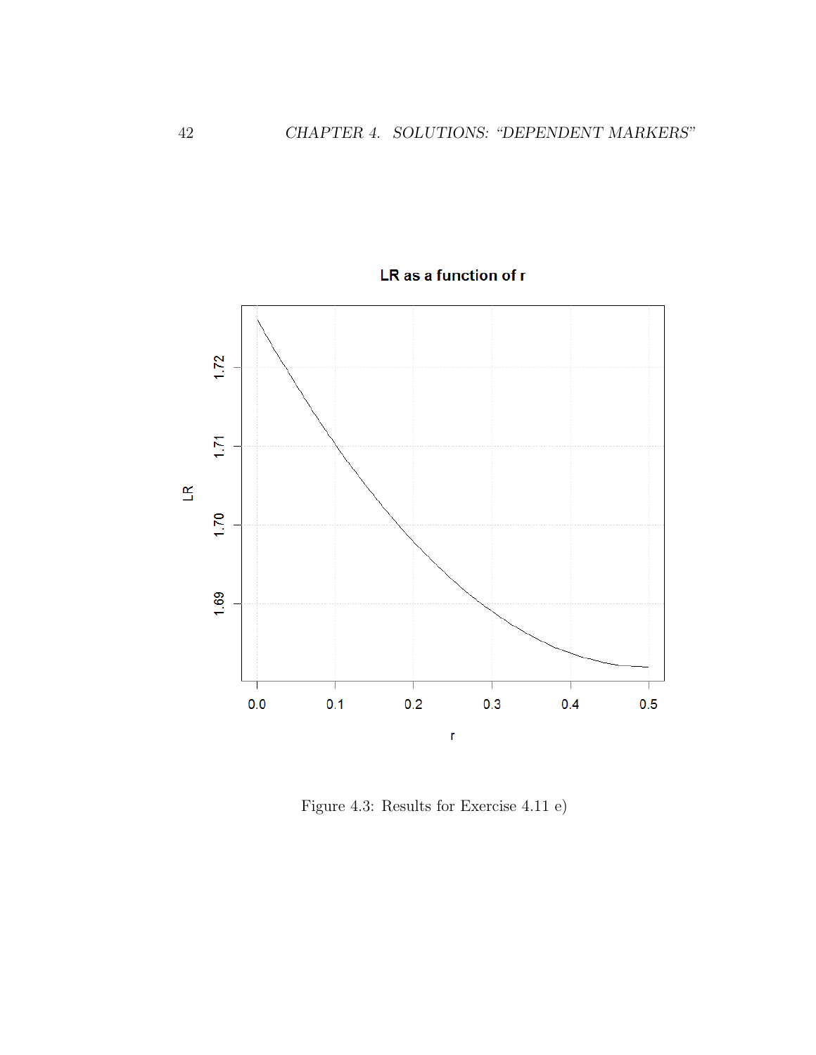Figure 4.3: Results for Exercise 4.11 e)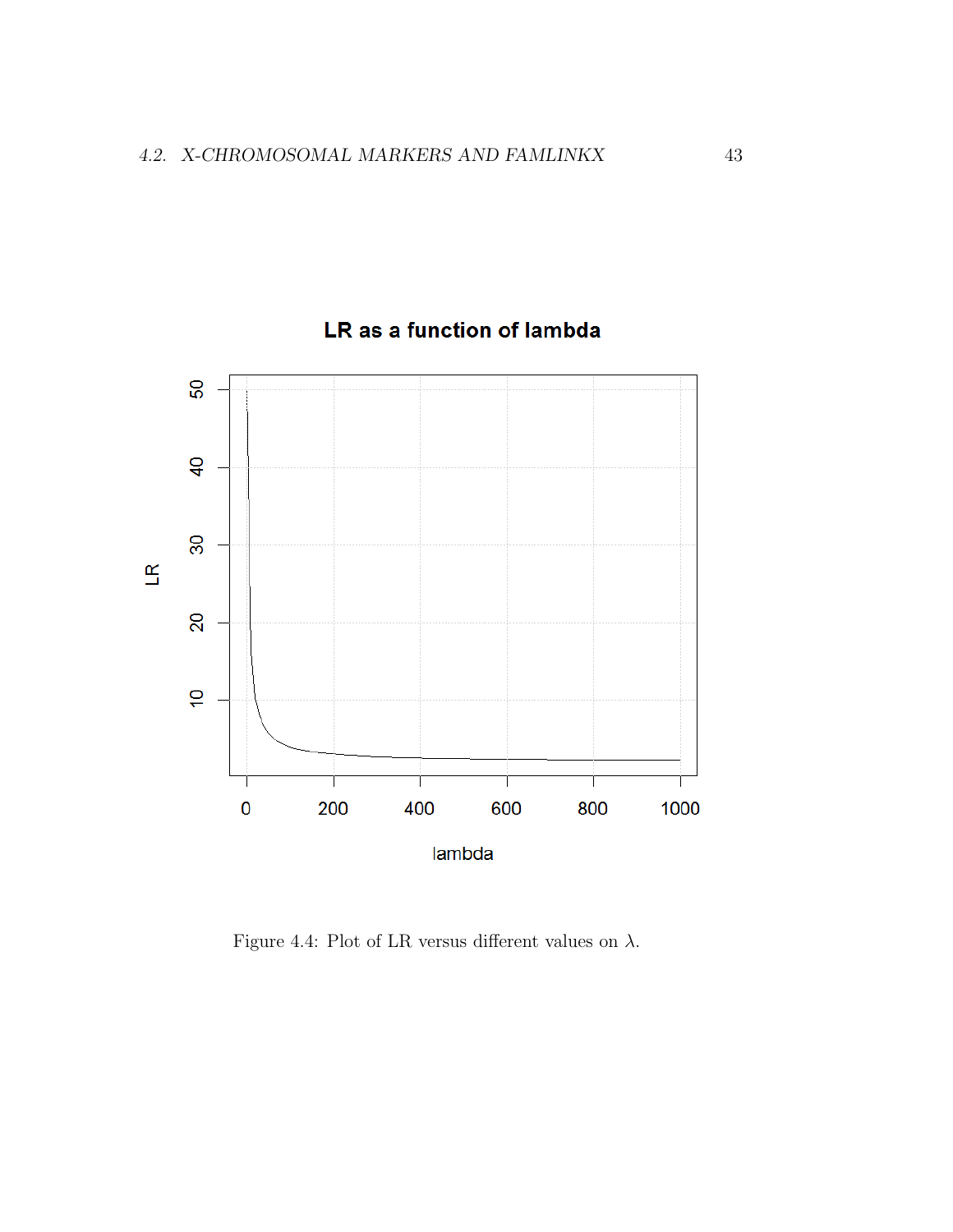LR as a function of lambda

LR

50
40
30
20
10

0
200
400
600
800
1000

lambda

Figure 4.4: Plot of LR versus different values on $\lambda$.